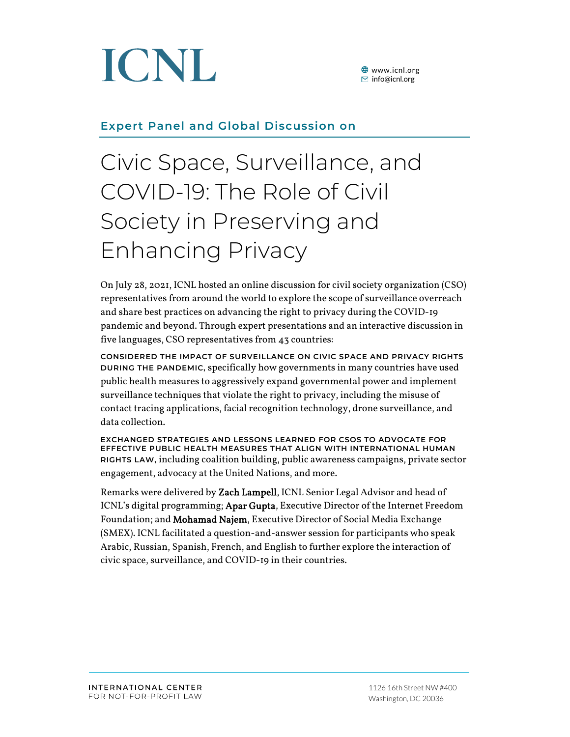ICNL

www.icnl.org
info@icnl.org

## Expert Panel and Global Discussion on

# Civic Space, Surveillance, and COVID-19: The Role of Civil Society in Preserving and Enhancing Privacy

On July 28, 2021, ICNL hosted an online discussion for civil society organization (CSO) representatives from around the world to explore the scope of surveillance overreach and share best practices on advancing the right to privacy during the COVID-19 pandemic and beyond. Through expert presentations and an interactive discussion in five languages, CSO representatives from 43 countries:

**CONSIDERED THE IMPACT OF SURVEILLANCE ON CIVIC SPACE AND PRIVACY RIGHTS DURING THE PANDEMIC,** specifically how governments in many countries have used public health measures to aggressively expand governmental power and implement surveillance techniques that violate the right to privacy, including the misuse of contact tracing applications, facial recognition technology, drone surveillance, and data collection.

**EXCHANGED STRATEGIES AND LESSONS LEARNED FOR CSOS TO ADVOCATE FOR EFFECTIVE PUBLIC HEALTH MEASURES THAT ALIGN WITH INTERNATIONAL HUMAN RIGHTS LAW,** including coalition building, public awareness campaigns, private sector engagement, advocacy at the United Nations, and more.

Remarks were delivered by **Zach Lampell**, ICNL Senior Legal Advisor and head of ICNL's digital programming; **Apar Gupta**, Executive Director of the Internet Freedom Foundation; and **Mohamad Najem**, Executive Director of Social Media Exchange (SMEX). ICNL facilitated a question-and-answer session for participants who speak Arabic, Russian, Spanish, French, and English to further explore the interaction of civic space, surveillance, and COVID-19 in their countries.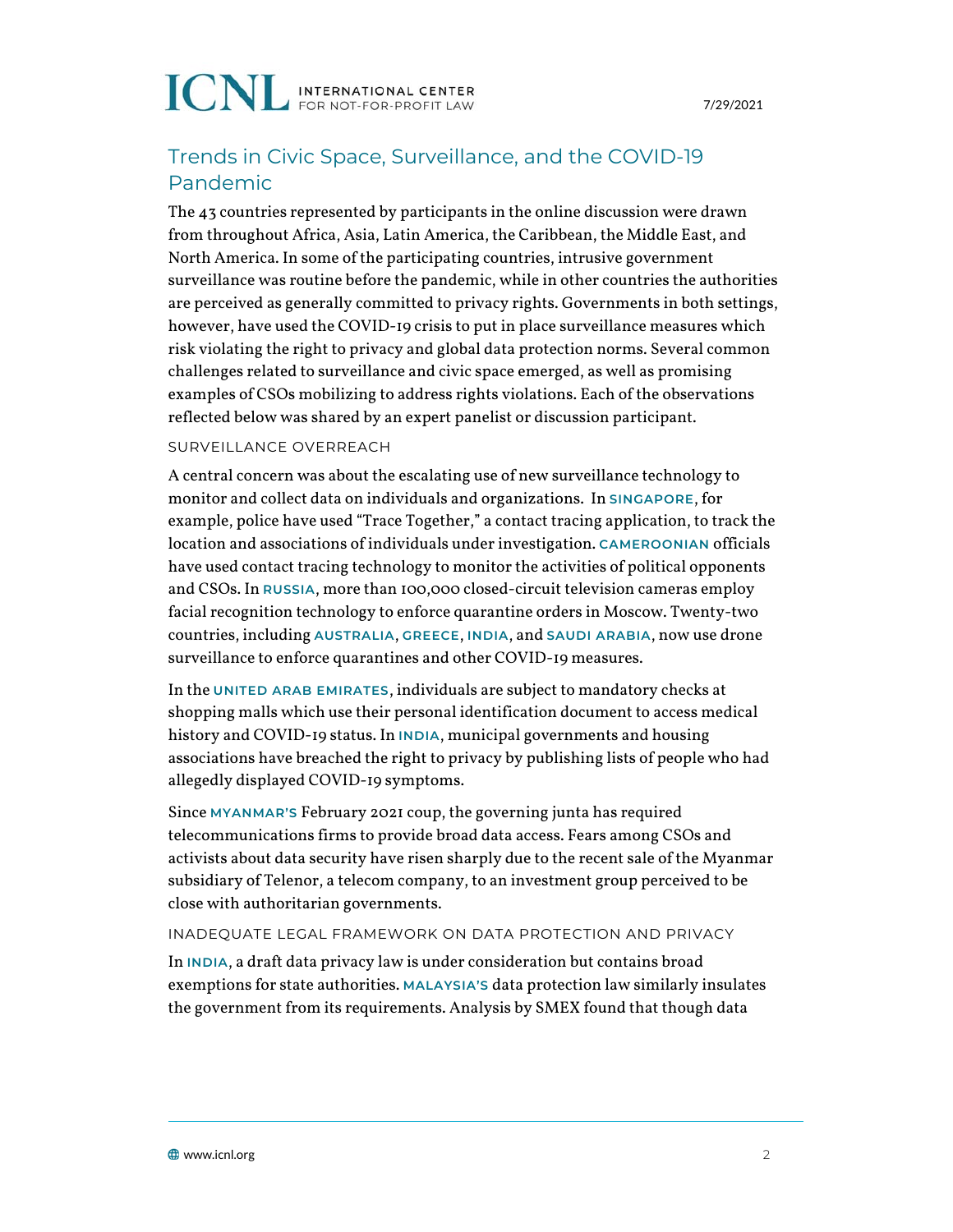## Trends in Civic Space, Surveillance, and the COVID-19 Pandemic

The 43 countries represented by participants in the online discussion were drawn from throughout Africa, Asia, Latin America, the Caribbean, the Middle East, and North America. In some of the participating countries, intrusive government surveillance was routine before the pandemic, while in other countries the authorities are perceived as generally committed to privacy rights. Governments in both settings, however, have used the COVID-19 crisis to put in place surveillance measures which risk violating the right to privacy and global data protection norms. Several common challenges related to surveillance and civic space emerged, as well as promising examples of CSOs mobilizing to address rights violations. Each of the observations reflected below was shared by an expert panelist or discussion participant.

### SURVEILLANCE OVERREACH

A central concern was about the escalating use of new surveillance technology to monitor and collect data on individuals and organizations. In **SINGAPORE**, for example, police have used "Trace Together," a contact tracing application, to track the location and associations of individuals under investigation. **CAMEROONIAN** officials have used contact tracing technology to monitor the activities of political opponents and CSOs. In **RUSSIA**, more than 100,000 closed-circuit television cameras employ facial recognition technology to enforce quarantine orders in Moscow. Twenty-two countries, including **AUSTRALIA**, **GREECE**, **INDIA**, and **SAUDI ARABIA**, now use drone surveillance to enforce quarantines and other COVID-19 measures.

In the **UNITED ARAB EMIRATES**, individuals are subject to mandatory checks at shopping malls which use their personal identification document to access medical history and COVID-19 status. In **INDIA**, municipal governments and housing associations have breached the right to privacy by publishing lists of people who had allegedly displayed COVID-19 symptoms.

Since **MYANMAR'S** February 2021 coup, the governing junta has required telecommunications firms to provide broad data access. Fears among CSOs and activists about data security have risen sharply due to the recent sale of the Myanmar subsidiary of Telenor, a telecom company, to an investment group perceived to be close with authoritarian governments.

### INADEQUATE LEGAL FRAMEWORK ON DATA PROTECTION AND PRIVACY

In **INDIA**, a draft data privacy law is under consideration but contains broad exemptions for state authorities. **MALAYSIA'S** data protection law similarly insulates the government from its requirements. Analysis by SMEX found that though data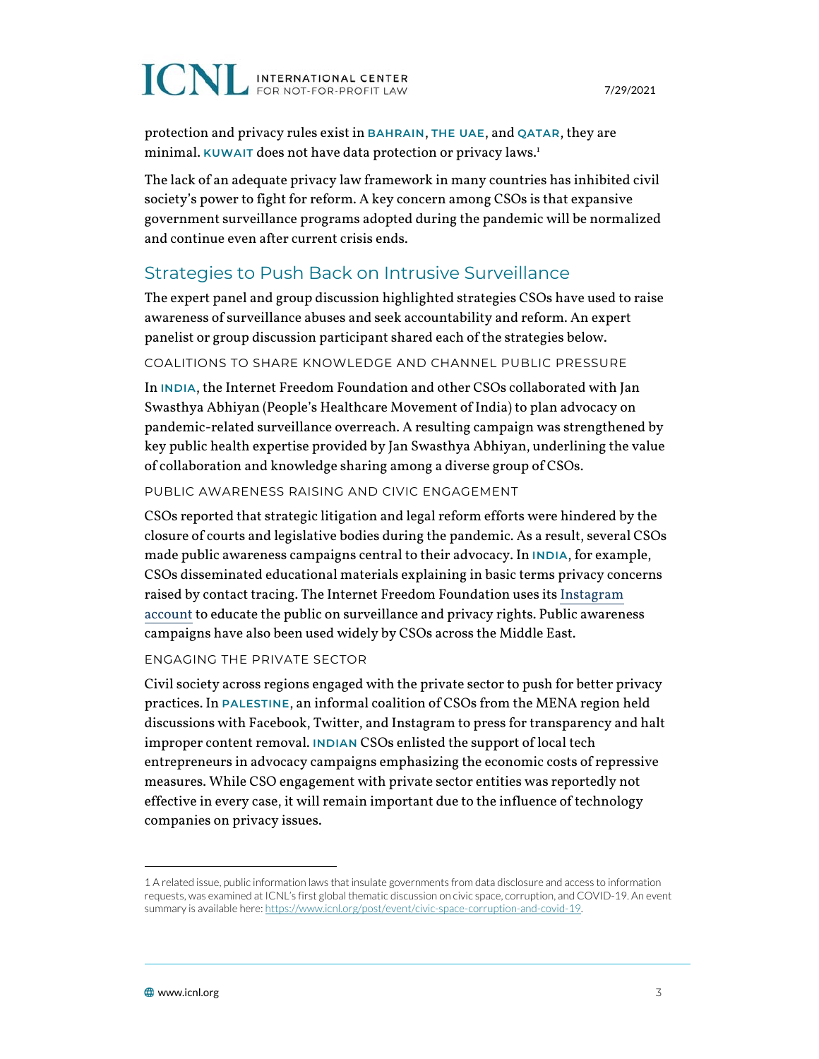protection and privacy rules exist in **BAHRAIN**, **THE UAE**, and **QATAR**, they are minimal. **KUWAIT** does not have data protection or privacy laws.[1]

The lack of an adequate privacy law framework in many countries has inhibited civil society's power to fight for reform. A key concern among CSOs is that expansive government surveillance programs adopted during the pandemic will be normalized and continue even after current crisis ends.

## Strategies to Push Back on Intrusive Surveillance

The expert panel and group discussion highlighted strategies CSOs have used to raise awareness of surveillance abuses and seek accountability and reform. An expert panelist or group discussion participant shared each of the strategies below.

### COALITIONS TO SHARE KNOWLEDGE AND CHANNEL PUBLIC PRESSURE

In **INDIA**, the Internet Freedom Foundation and other CSOs collaborated with Jan Swasthya Abhiyan (People's Healthcare Movement of India) to plan advocacy on pandemic-related surveillance overreach. A resulting campaign was strengthened by key public health expertise provided by Jan Swasthya Abhiyan, underlining the value of collaboration and knowledge sharing among a diverse group of CSOs.

### PUBLIC AWARENESS RAISING AND CIVIC ENGAGEMENT

CSOs reported that strategic litigation and legal reform efforts were hindered by the closure of courts and legislative bodies during the pandemic. As a result, several CSOs made public awareness campaigns central to their advocacy. In **INDIA**, for example, CSOs disseminated educational materials explaining in basic terms privacy concerns raised by contact tracing. The Internet Freedom Foundation uses its Instagram account to educate the public on surveillance and privacy rights. Public awareness campaigns have also been used widely by CSOs across the Middle East.

### ENGAGING THE PRIVATE SECTOR

Civil society across regions engaged with the private sector to push for better privacy practices. In **PALESTINE**, an informal coalition of CSOs from the MENA region held discussions with Facebook, Twitter, and Instagram to press for transparency and halt improper content removal. **INDIAN** CSOs enlisted the support of local tech entrepreneurs in advocacy campaigns emphasizing the economic costs of repressive measures. While CSO engagement with private sector entities was reportedly not effective in every case, it will remain important due to the influence of technology companies on privacy issues.

---

[1] A related issue, public information laws that insulate governments from data disclosure and access to information requests, was examined at ICNL's first global thematic discussion on civic space, corruption, and COVID-19. An event summary is available here: https://www.icnl.org/post/event/civic-space-corruption-and-covid-19.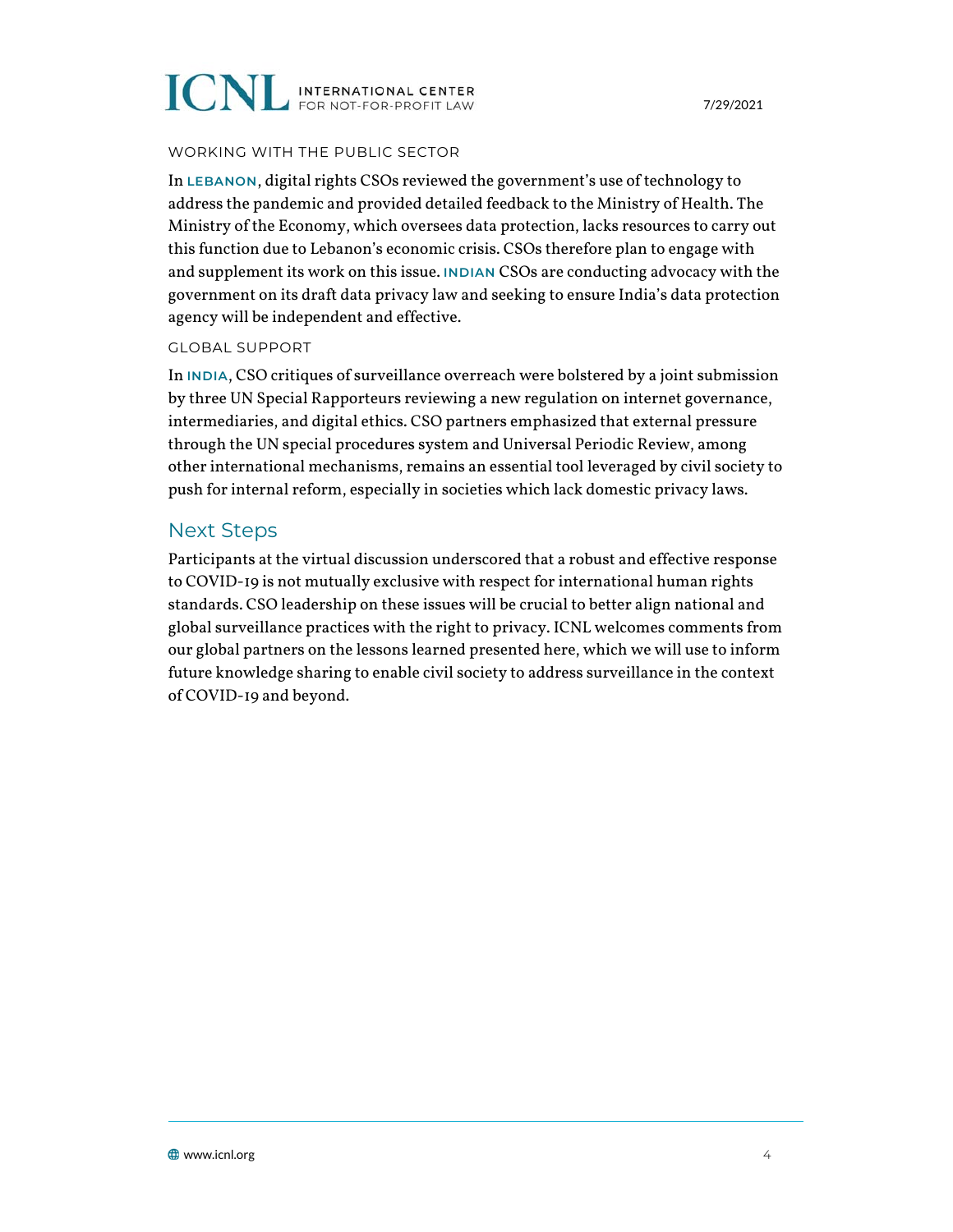#### WORKING WITH THE PUBLIC SECTOR

In **LEBANON**, digital rights CSOs reviewed the government's use of technology to address the pandemic and provided detailed feedback to the Ministry of Health. The Ministry of the Economy, which oversees data protection, lacks resources to carry out this function due to Lebanon's economic crisis. CSOs therefore plan to engage with and supplement its work on this issue. **INDIAN** CSOs are conducting advocacy with the government on its draft data privacy law and seeking to ensure India's data protection agency will be independent and effective.

#### GLOBAL SUPPORT

In **INDIA**, CSO critiques of surveillance overreach were bolstered by a joint submission by three UN Special Rapporteurs reviewing a new regulation on internet governance, intermediaries, and digital ethics. CSO partners emphasized that external pressure through the UN special procedures system and Universal Periodic Review, among other international mechanisms, remains an essential tool leveraged by civil society to push for internal reform, especially in societies which lack domestic privacy laws.

## Next Steps

Participants at the virtual discussion underscored that a robust and effective response to COVID-19 is not mutually exclusive with respect for international human rights standards. CSO leadership on these issues will be crucial to better align national and global surveillance practices with the right to privacy. ICNL welcomes comments from our global partners on the lessons learned presented here, which we will use to inform future knowledge sharing to enable civil society to address surveillance in the context of COVID-19 and beyond.